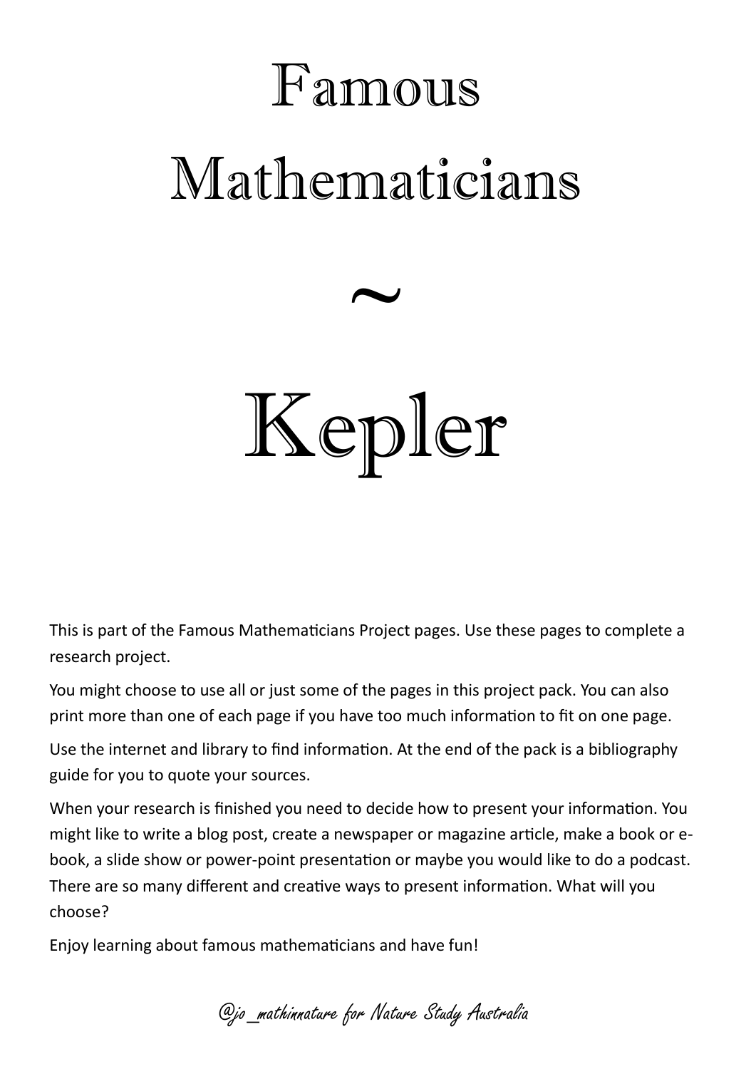# Famous Mathematicians

~

# Kepler

This is part of the Famous Mathematicians Project pages. Use these pages to complete a research project.

You might choose to use all or just some of the pages in this project pack. You can also print more than one of each page if you have too much information to fit on one page.

Use the internet and library to find information. At the end of the pack is a bibliography guide for you to quote your sources.

When your research is finished you need to decide how to present your information. You might like to write a blog post, create a newspaper or magazine article, make a book or e-book, a slide show or power-point presentation or maybe you would like to do a podcast. There are so many different and creative ways to present information. What will you choose?

Enjoy learning about famous mathematicians and have fun!

*@jo_mathinnature for Nature Study Australia*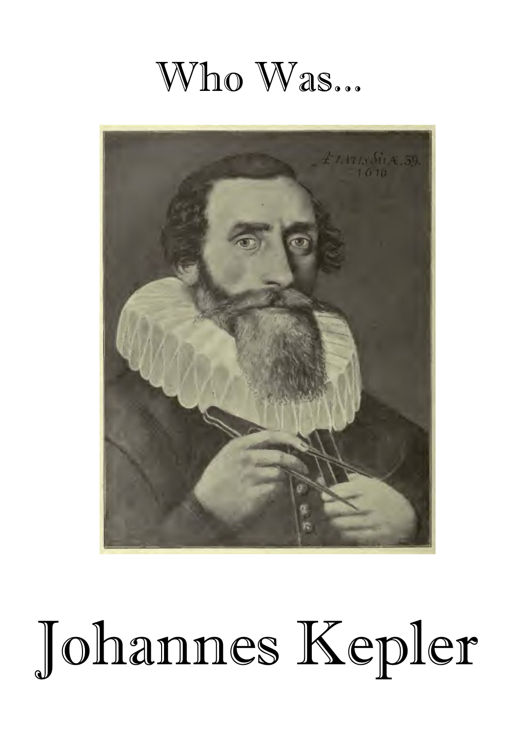# Who Was...

# Johannes Kepler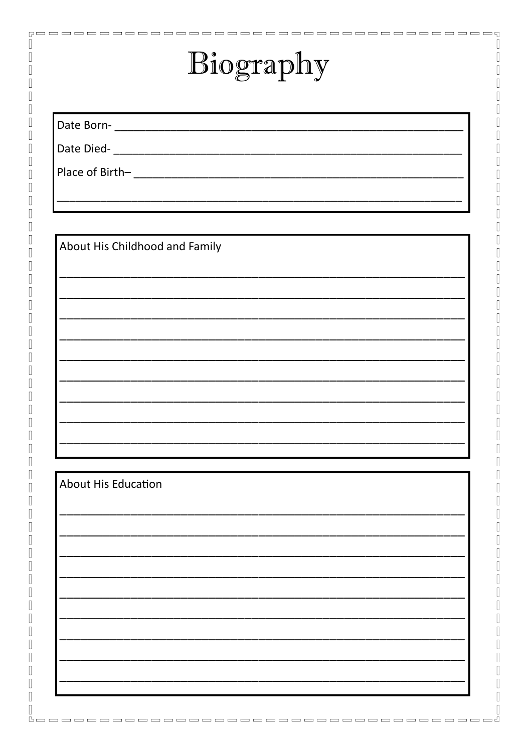# Biography

Date Born- ______________________________________________

Date Died- ______________________________________________

Place of Birth– ___________________________________________

________________________________________________________

About His Childhood and Family

________________________________________________________

________________________________________________________

________________________________________________________

________________________________________________________

________________________________________________________

________________________________________________________

________________________________________________________

________________________________________________________

________________________________________________________

About His Education

________________________________________________________

________________________________________________________

________________________________________________________

________________________________________________________

________________________________________________________

________________________________________________________

________________________________________________________

________________________________________________________

________________________________________________________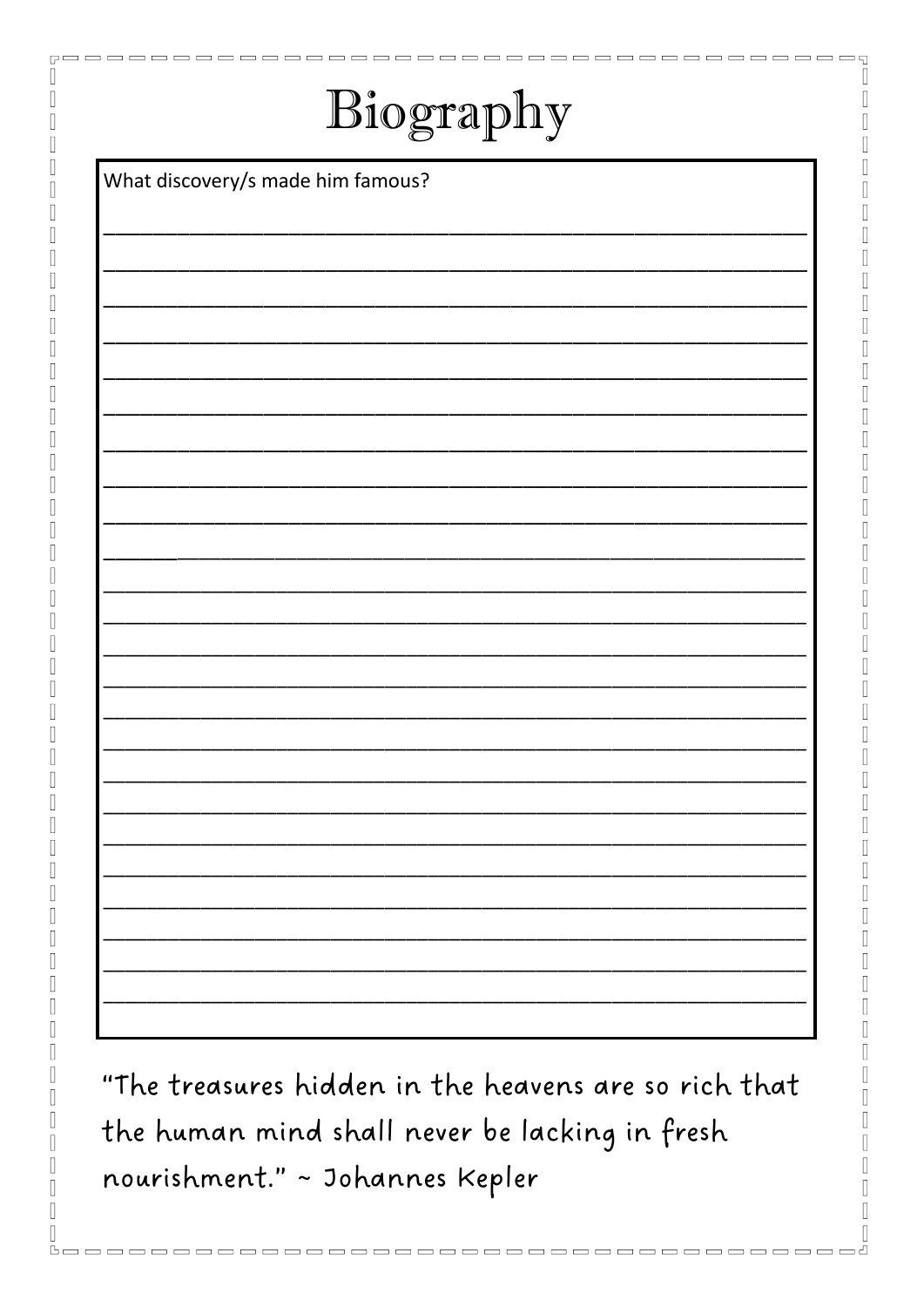# Biography

What discovery/s made him famous?

"The treasures hidden in the heavens are so rich that the human mind shall never be lacking in fresh nourishment." ~ Johannes Kepler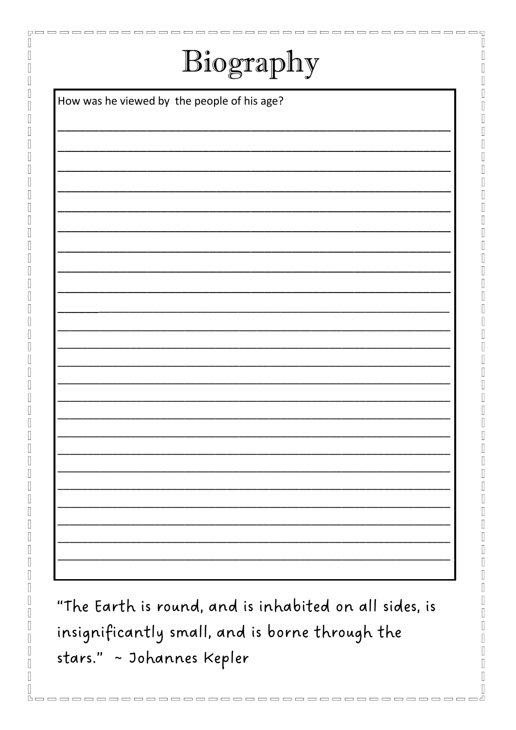# Biography

How was he viewed by the people of his age?

"The Earth is round, and is inhabited on all sides, is insignificantly small, and is borne through the stars." ~ Johannes Kepler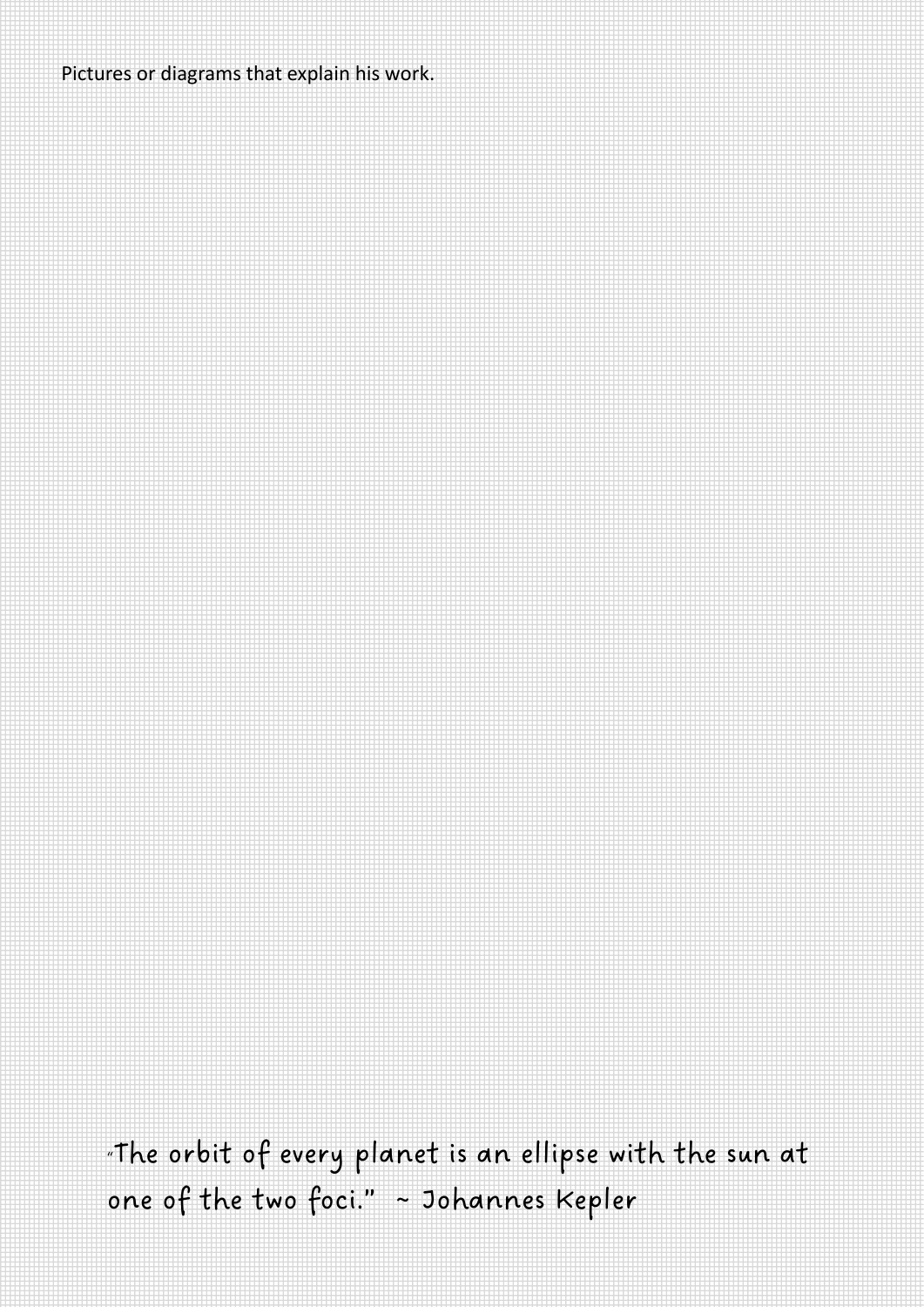Pictures or diagrams that explain his work.

"The orbit of every planet is an ellipse with the sun at one of the two foci." ~ Johannes Kepler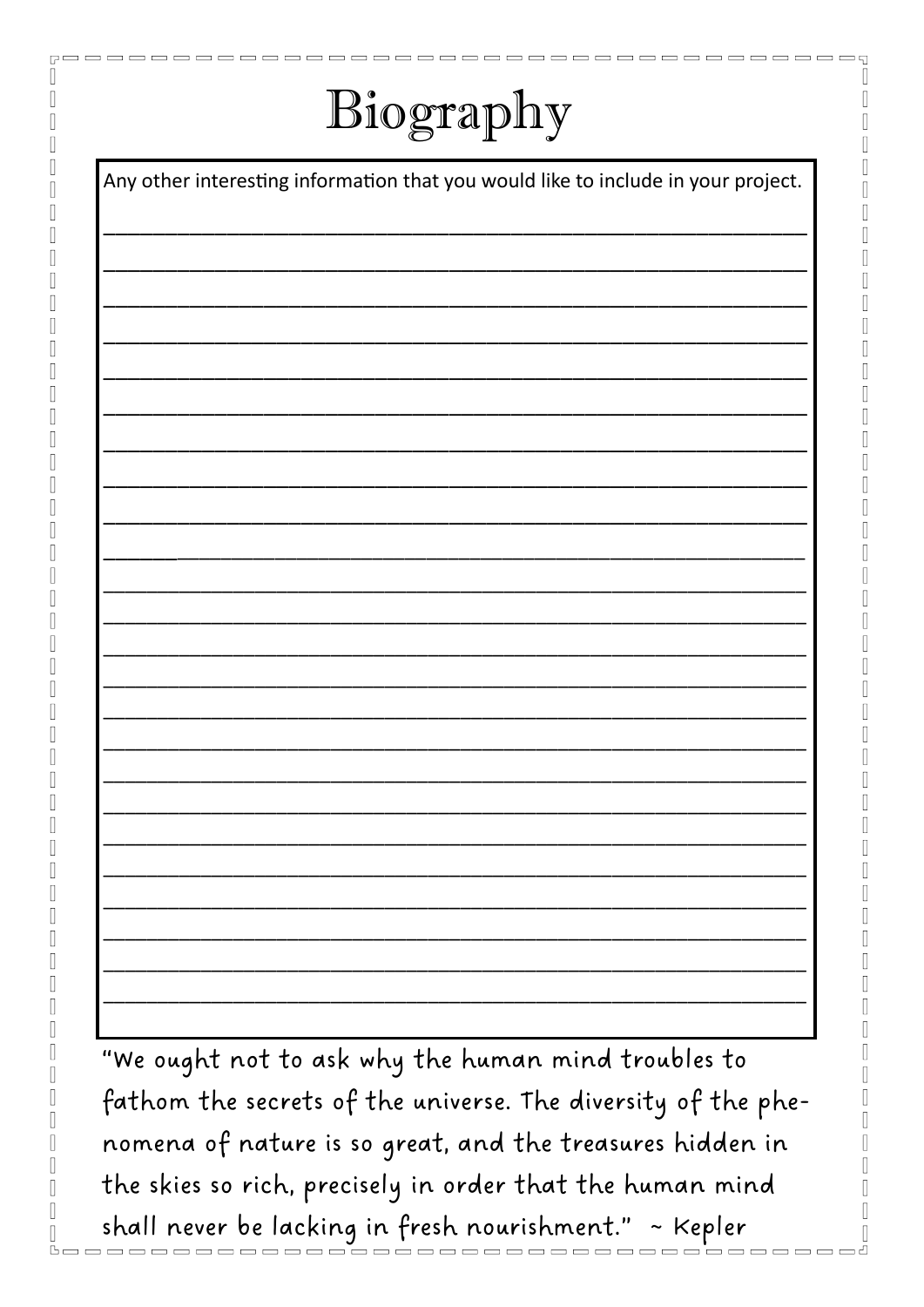# Biography

Any other interesting information that you would like to include in your project.

______________________________________________________________________

______________________________________________________________________

______________________________________________________________________

______________________________________________________________________

______________________________________________________________________

______________________________________________________________________

______________________________________________________________________

______________________________________________________________________

______________________________________________________________________

______________________________________________________________________

______________________________________________________________________

______________________________________________________________________

______________________________________________________________________

______________________________________________________________________

______________________________________________________________________

______________________________________________________________________

______________________________________________________________________

______________________________________________________________________

______________________________________________________________________

______________________________________________________________________

______________________________________________________________________

______________________________________________________________________

______________________________________________________________________

______________________________________________________________________

______________________________________________________________________

"We ought not to ask why the human mind troubles to fathom the secrets of the universe. The diversity of the phenomena of nature is so great, and the treasures hidden in the skies so rich, precisely in order that the human mind shall never be lacking in fresh nourishment." ~ Kepler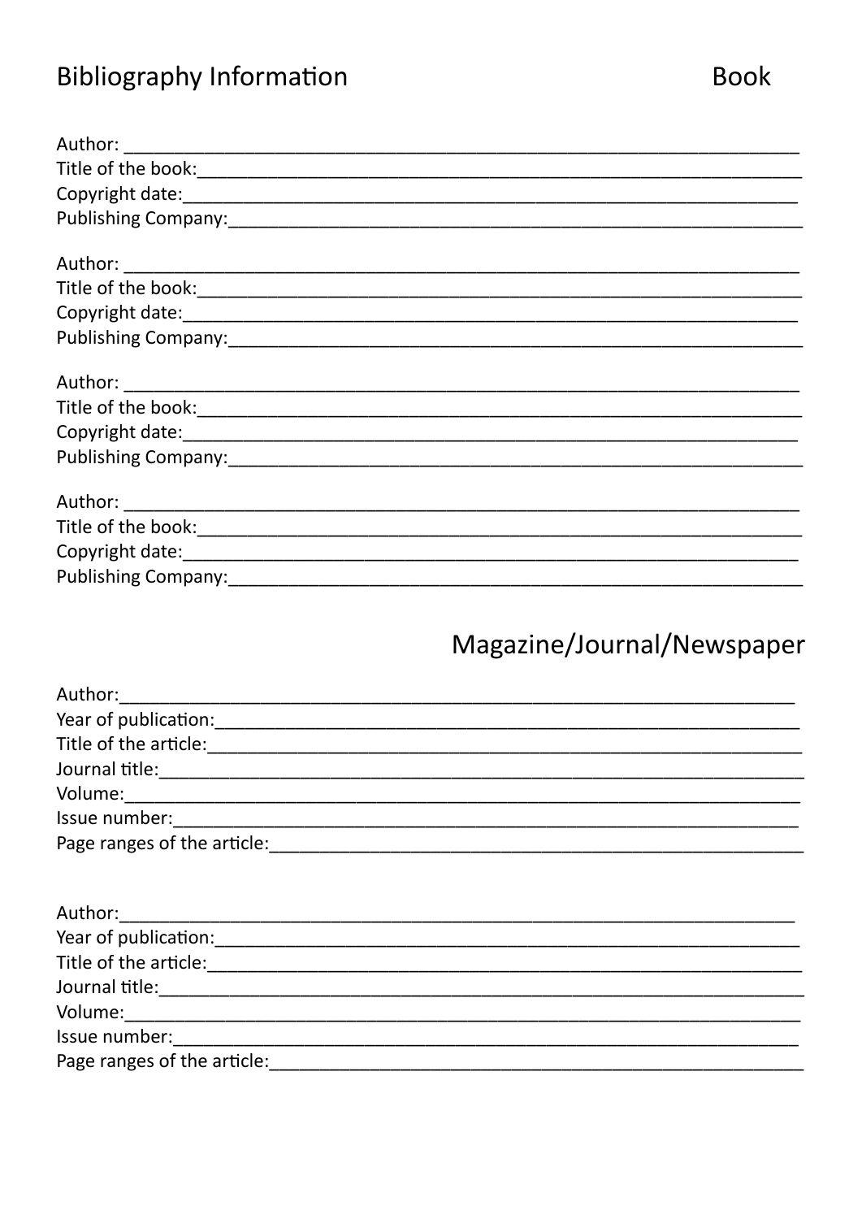# Bibliography Information

## Book

Author: ______________________________________________________________

Title of the book:______________________________________________________

Copyright date:________________________________________________________

Publishing Company:____________________________________________________

Author: ______________________________________________________________

Title of the book:______________________________________________________

Copyright date:________________________________________________________

Publishing Company:____________________________________________________

Author: ______________________________________________________________

Title of the book:______________________________________________________

Copyright date:________________________________________________________

Publishing Company:____________________________________________________

Author: ______________________________________________________________

Title of the book:______________________________________________________

Copyright date:________________________________________________________

Publishing Company:____________________________________________________

## Magazine/Journal/Newspaper

Author:______________________________________________________________

Year of publication:____________________________________________________

Title of the article:_____________________________________________________

Journal title:__________________________________________________________

Volume:______________________________________________________________

Issue number:_________________________________________________________

Page ranges of the article:________________________________________________

Author:______________________________________________________________

Year of publication:____________________________________________________

Title of the article:_____________________________________________________

Journal title:__________________________________________________________

Volume:______________________________________________________________

Issue number:_________________________________________________________

Page ranges of the article:________________________________________________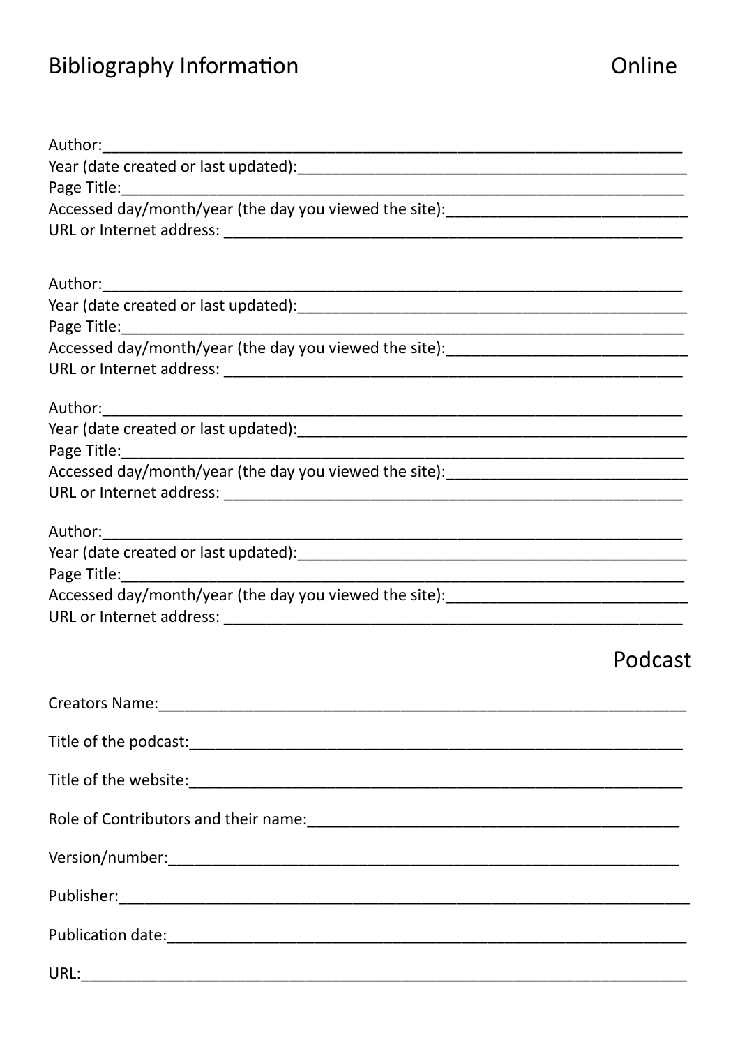# Bibliography Information

## Online

Author:___________________________________________________________________
Year (date created or last updated):_____________________________________________
Page Title:_________________________________________________________________
Accessed day/month/year (the day you viewed the site):____________________________
URL or Internet address: _____________________________________________________

Author:___________________________________________________________________
Year (date created or last updated):_____________________________________________
Page Title:_________________________________________________________________
Accessed day/month/year (the day you viewed the site):____________________________
URL or Internet address: _____________________________________________________

Author:___________________________________________________________________
Year (date created or last updated):_____________________________________________
Page Title:_________________________________________________________________
Accessed day/month/year (the day you viewed the site):____________________________
URL or Internet address: _____________________________________________________

Author:___________________________________________________________________
Year (date created or last updated):_____________________________________________
Page Title:_________________________________________________________________
Accessed day/month/year (the day you viewed the site):____________________________
URL or Internet address: _____________________________________________________

## Podcast

Creators Name:_____________________________________________________________

Title of the podcast:_________________________________________________________

Title of the website:_________________________________________________________

Role of Contributors and their name:_____________________________________________

Version/number:_____________________________________________________________

Publisher:__________________________________________________________________

Publication date:_____________________________________________________________

URL:______________________________________________________________________